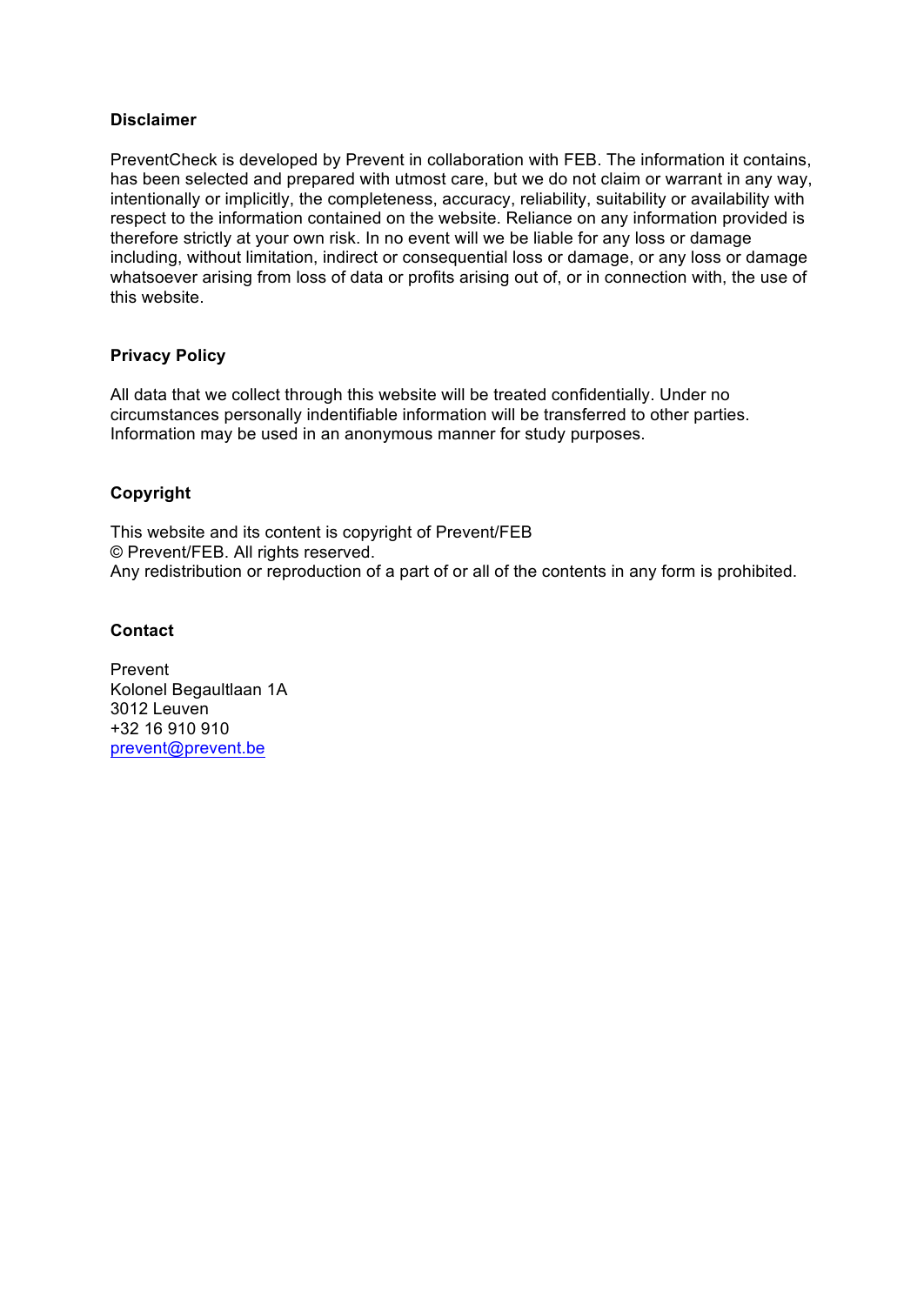## Disclaimer

PreventCheck is developed by Prevent in collaboration with FEB. The information it contains, has been selected and prepared with utmost care, but we do not claim or warrant in any way, intentionally or implicitly, the completeness, accuracy, reliability, suitability or availability with respect to the information contained on the website. Reliance on any information provided is therefore strictly at your own risk. In no event will we be liable for any loss or damage including, without limitation, indirect or consequential loss or damage, or any loss or damage whatsoever arising from loss of data or profits arising out of, or in connection with, the use of this website.

## Privacy Policy

All data that we collect through this website will be treated confidentially. Under no circumstances personally indentifiable information will be transferred to other parties. Information may be used in an anonymous manner for study purposes.

## Copyright

This website and its content is copyright of Prevent/FEB
© Prevent/FEB. All rights reserved.
Any redistribution or reproduction of a part of or all of the contents in any form is prohibited.

## Contact

Prevent
Kolonel Begaultlaan 1A
3012 Leuven
+32 16 910 910
prevent@prevent.be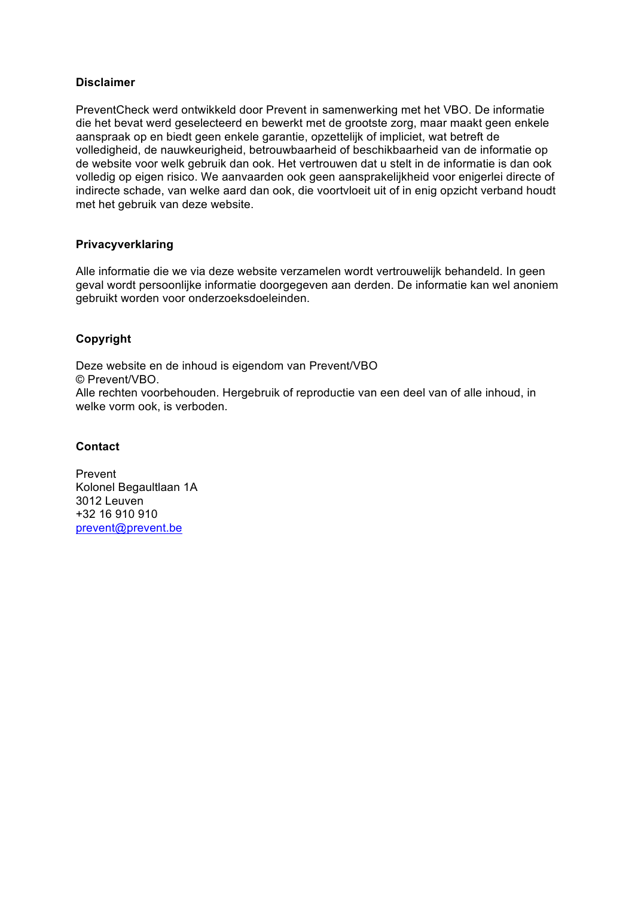**Disclaimer**

PreventCheck werd ontwikkeld door Prevent in samenwerking met het VBO. De informatie die het bevat werd geselecteerd en bewerkt met de grootste zorg, maar maakt geen enkele aanspraak op en biedt geen enkele garantie, opzettelijk of impliciet, wat betreft de volledigheid, de nauwkeurigheid, betrouwbaarheid of beschikbaarheid van de informatie op de website voor welk gebruik dan ook. Het vertrouwen dat u stelt in de informatie is dan ook volledig op eigen risico. We aanvaarden ook geen aansprakelijkheid voor enigerlei directe of indirecte schade, van welke aard dan ook, die voortvloeit uit of in enig opzicht verband houdt met het gebruik van deze website.

**Privacyverklaring**

Alle informatie die we via deze website verzamelen wordt vertrouwelijk behandeld. In geen geval wordt persoonlijke informatie doorgegeven aan derden. De informatie kan wel anoniem gebruikt worden voor onderzoeksdoeleinden.

**Copyright**

Deze website en de inhoud is eigendom van Prevent/VBO
© Prevent/VBO.
Alle rechten voorbehouden. Hergebruik of reproductie van een deel van of alle inhoud, in welke vorm ook, is verboden.

**Contact**

Prevent
Kolonel Begaultlaan 1A
3012 Leuven
+32 16 910 910
prevent@prevent.be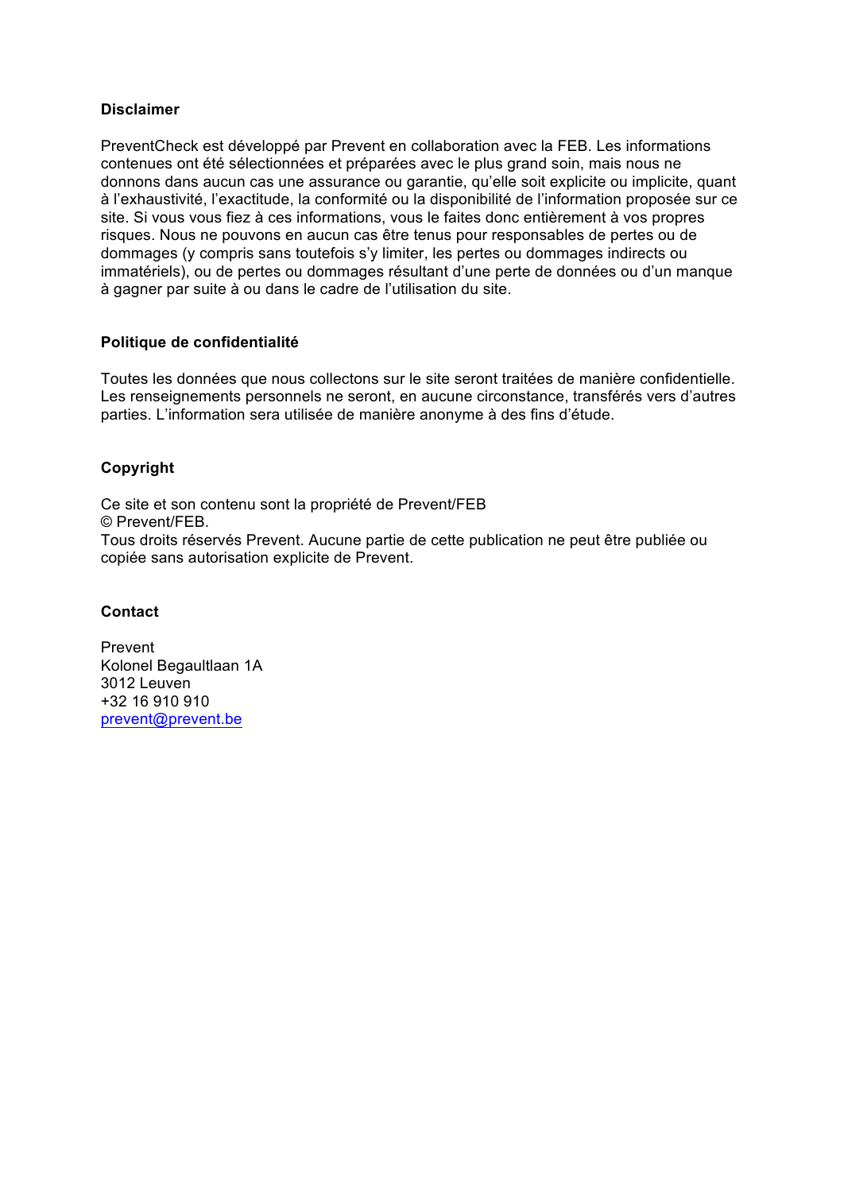## Disclaimer

PreventCheck est développé par Prevent en collaboration avec la FEB. Les informations contenues ont été sélectionnées et préparées avec le plus grand soin, mais nous ne donnons dans aucun cas une assurance ou garantie, qu'elle soit explicite ou implicite, quant à l'exhaustivité, l'exactitude, la conformité ou la disponibilité de l'information proposée sur ce site. Si vous vous fiez à ces informations, vous le faites donc entièrement à vos propres risques. Nous ne pouvons en aucun cas être tenus pour responsables de pertes ou de dommages (y compris sans toutefois s'y limiter, les pertes ou dommages indirects ou immatériels), ou de pertes ou dommages résultant d'une perte de données ou d'un manque à gagner par suite à ou dans le cadre de l'utilisation du site.

## Politique de confidentialité

Toutes les données que nous collectons sur le site seront traitées de manière confidentielle. Les renseignements personnels ne seront, en aucune circonstance, transférés vers d'autres parties. L'information sera utilisée de manière anonyme à des fins d'étude.

## Copyright

Ce site et son contenu sont la propriété de Prevent/FEB
© Prevent/FEB.
Tous droits réservés Prevent. Aucune partie de cette publication ne peut être publiée ou copiée sans autorisation explicite de Prevent.

## Contact

Prevent
Kolonel Begaultlaan 1A
3012 Leuven
+32 16 910 910
prevent@prevent.be